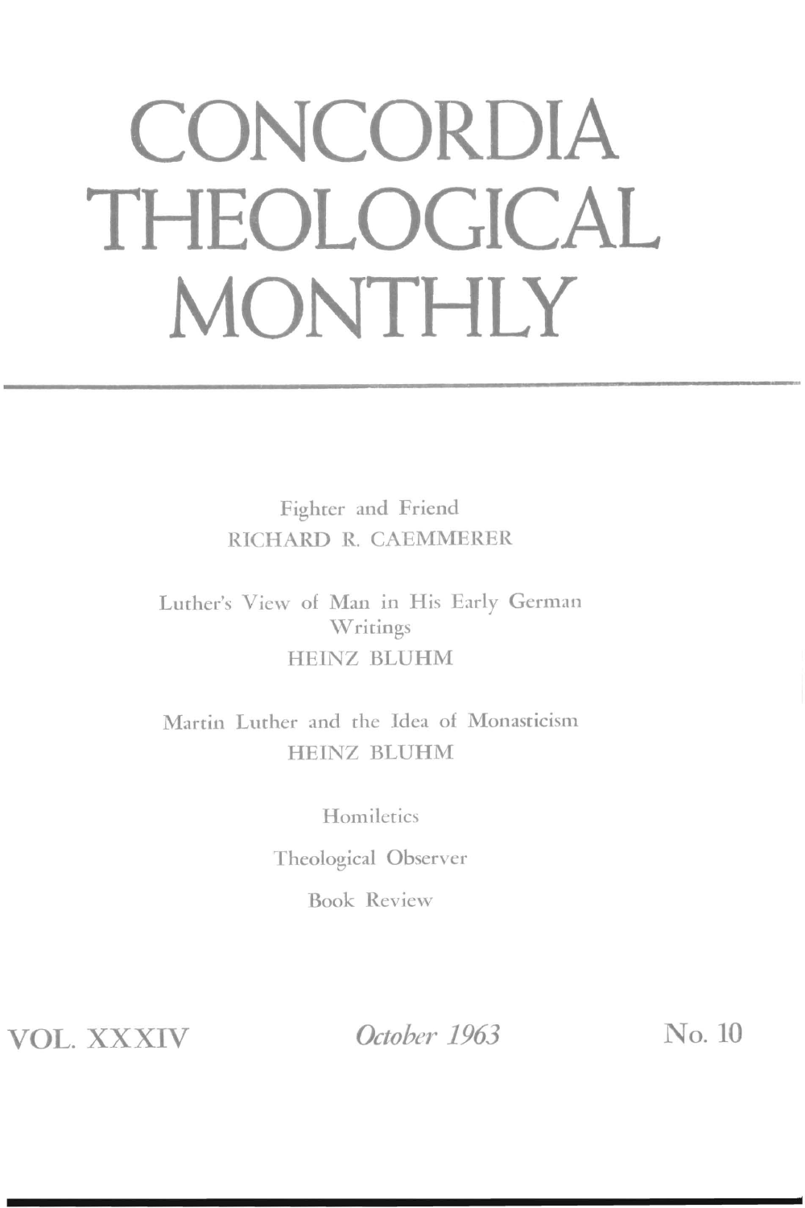# CONCORDIA THEOLOGICAL MONTHLY

Fighter and Friend
RICHARD R. CAEMMERER

Luther's View of Man in His Early German Writings
HEINZ BLUHM

Martin Luther and the Idea of Monasticism
HEINZ BLUHM

Homiletics

Theological Observer

Book Review

VOL. XXXIV — *October 1963* — No. 10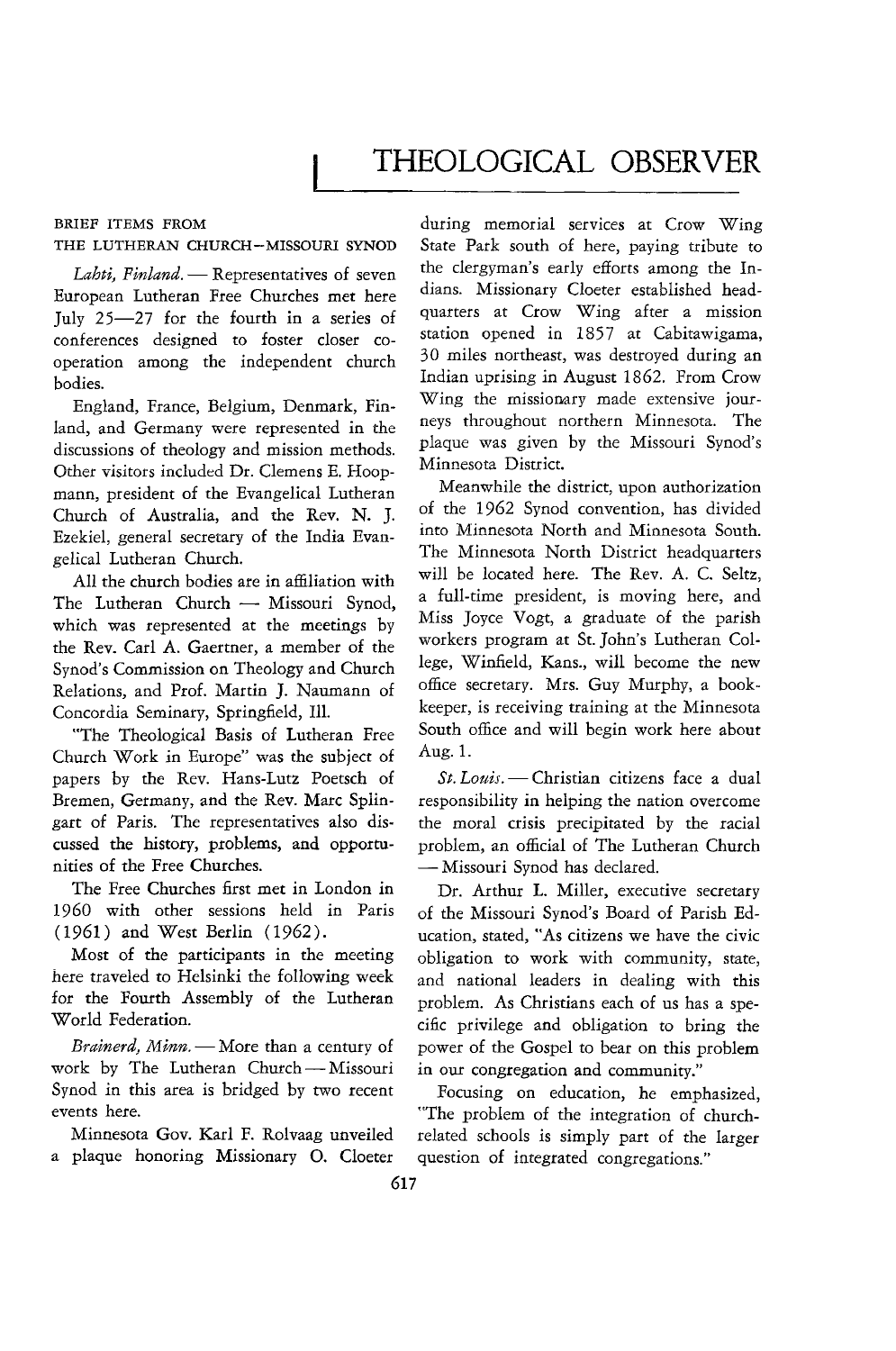# THEOLOGICAL OBSERVER

BRIEF ITEMS FROM THE LUTHERAN CHURCH–MISSOURI SYNOD

*Lahti, Finland.* — Representatives of seven European Lutheran Free Churches met here July 25—27 for the fourth in a series of conferences designed to foster closer cooperation among the independent church bodies.

England, France, Belgium, Denmark, Finland, and Germany were represented in the discussions of theology and mission methods. Other visitors included Dr. Clemens E. Hoopmann, president of the Evangelical Lutheran Church of Australia, and the Rev. N. J. Ezekiel, general secretary of the India Evangelical Lutheran Church.

All the church bodies are in affiliation with The Lutheran Church — Missouri Synod, which was represented at the meetings by the Rev. Carl A. Gaertner, a member of the Synod's Commission on Theology and Church Relations, and Prof. Martin J. Naumann of Concordia Seminary, Springfield, Ill.

"The Theological Basis of Lutheran Free Church Work in Europe" was the subject of papers by the Rev. Hans-Lutz Poetsch of Bremen, Germany, and the Rev. Marc Splingart of Paris. The representatives also discussed the history, problems, and opportunities of the Free Churches.

The Free Churches first met in London in 1960 with other sessions held in Paris (1961) and West Berlin (1962).

Most of the participants in the meeting here traveled to Helsinki the following week for the Fourth Assembly of the Lutheran World Federation.

*Brainerd, Minn.* — More than a century of work by The Lutheran Church — Missouri Synod in this area is bridged by two recent events here.

Minnesota Gov. Karl F. Rolvaag unveiled a plaque honoring Missionary O. Cloeter during memorial services at Crow Wing State Park south of here, paying tribute to the clergyman's early efforts among the Indians. Missionary Cloeter established headquarters at Crow Wing after a mission station opened in 1857 at Cabitawigama, 30 miles northeast, was destroyed during an Indian uprising in August 1862. From Crow Wing the missionary made extensive journeys throughout northern Minnesota. The plaque was given by the Missouri Synod's Minnesota District.

Meanwhile the district, upon authorization of the 1962 Synod convention, has divided into Minnesota North and Minnesota South. The Minnesota North District headquarters will be located here. The Rev. A. C. Seltz, a full-time president, is moving here, and Miss Joyce Vogt, a graduate of the parish workers program at St. John's Lutheran College, Winfield, Kans., will become the new office secretary. Mrs. Guy Murphy, a bookkeeper, is receiving training at the Minnesota South office and will begin work here about Aug. 1.

*St. Louis.* — Christian citizens face a dual responsibility in helping the nation overcome the moral crisis precipitated by the racial problem, an official of The Lutheran Church — Missouri Synod has declared.

Dr. Arthur L. Miller, executive secretary of the Missouri Synod's Board of Parish Education, stated, "As citizens we have the civic obligation to work with community, state, and national leaders in dealing with this problem. As Christians each of us has a specific privilege and obligation to bring the power of the Gospel to bear on this problem in our congregation and community."

Focusing on education, he emphasized, "The problem of the integration of church-related schools is simply part of the larger question of integrated congregations."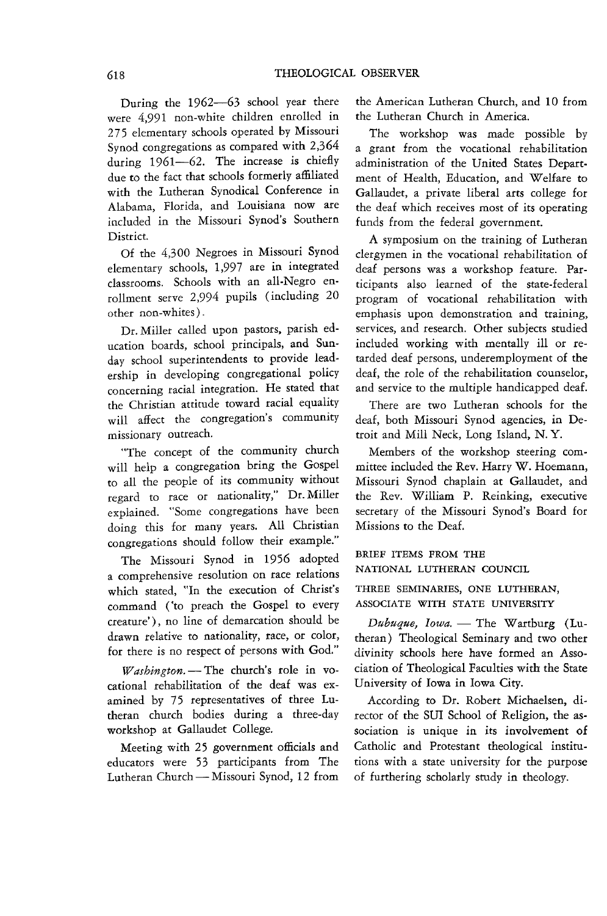During the 1962—63 school year there were 4,991 non-white children enrolled in 275 elementary schools operated by Missouri Synod congregations as compared with 2,364 during 1961—62. The increase is chiefly due to the fact that schools formerly affiliated with the Lutheran Synodical Conference in Alabama, Florida, and Louisiana now are included in the Missouri Synod's Southern District.

Of the 4,300 Negroes in Missouri Synod elementary schools, 1,997 are in integrated classrooms. Schools with an all-Negro enrollment serve 2,994 pupils (including 20 other non-whites).

Dr. Miller called upon pastors, parish education boards, school principals, and Sunday school superintendents to provide leadership in developing congregational policy concerning racial integration. He stated that the Christian attitude toward racial equality will affect the congregation's community missionary outreach.

"The concept of the community church will help a congregation bring the Gospel to all the people of its community without regard to race or nationality," Dr. Miller explained. "Some congregations have been doing this for many years. All Christian congregations should follow their example."

The Missouri Synod in 1956 adopted a comprehensive resolution on race relations which stated, "In the execution of Christ's command ('to preach the Gospel to every creature'), no line of demarcation should be drawn relative to nationality, race, or color, for there is no respect of persons with God."

*Washington.* — The church's role in vocational rehabilitation of the deaf was examined by 75 representatives of three Lutheran church bodies during a three-day workshop at Gallaudet College.

Meeting with 25 government officials and educators were 53 participants from The Lutheran Church — Missouri Synod, 12 from the American Lutheran Church, and 10 from the Lutheran Church in America.

The workshop was made possible by a grant from the vocational rehabilitation administration of the United States Department of Health, Education, and Welfare to Gallaudet, a private liberal arts college for the deaf which receives most of its operating funds from the federal government.

A symposium on the training of Lutheran clergymen in the vocational rehabilitation of deaf persons was a workshop feature. Participants also learned of the state-federal program of vocational rehabilitation with emphasis upon demonstration and training, services, and research. Other subjects studied included working with mentally ill or retarded deaf persons, underemployment of the deaf, the role of the rehabilitation counselor, and service to the multiple handicapped deaf.

There are two Lutheran schools for the deaf, both Missouri Synod agencies, in Detroit and Mill Neck, Long Island, N. Y.

Members of the workshop steering committee included the Rev. Harry W. Hoemann, Missouri Synod chaplain at Gallaudet, and the Rev. William P. Reinking, executive secretary of the Missouri Synod's Board for Missions to the Deaf.

## BRIEF ITEMS FROM THE NATIONAL LUTHERAN COUNCIL

### THREE SEMINARIES, ONE LUTHERAN, ASSOCIATE WITH STATE UNIVERSITY

*Dubuque, Iowa.* — The Wartburg (Lutheran) Theological Seminary and two other divinity schools here have formed an Association of Theological Faculties with the State University of Iowa in Iowa City.

According to Dr. Robert Michaelsen, director of the SUI School of Religion, the association is unique in its involvement of Catholic and Protestant theological institutions with a state university for the purpose of furthering scholarly study in theology.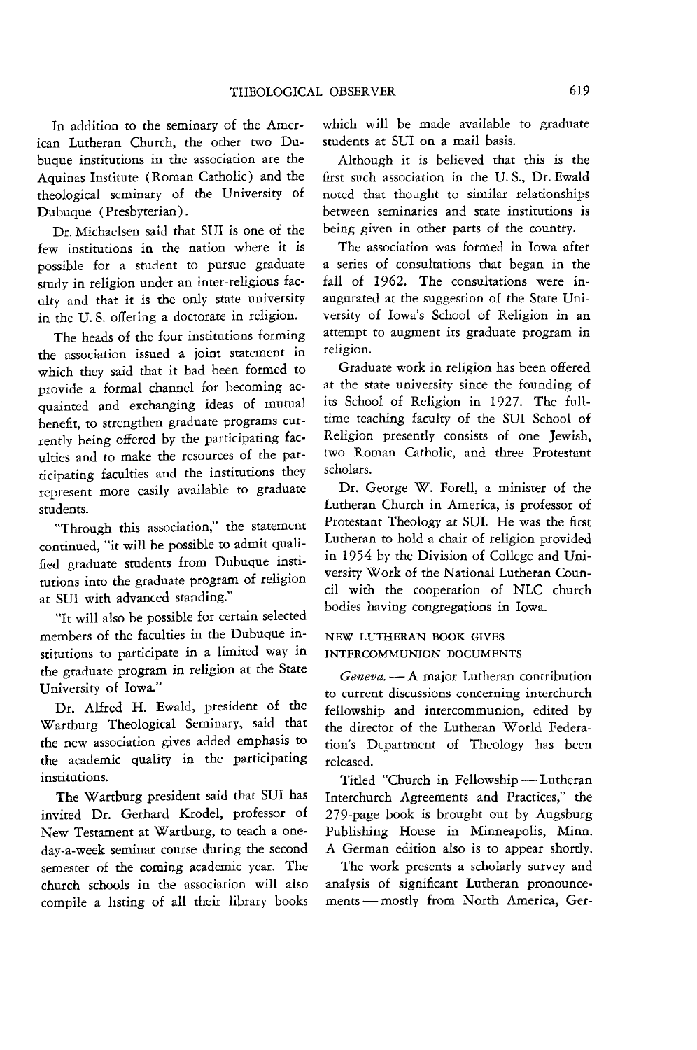In addition to the seminary of the American Lutheran Church, the other two Dubuque institutions in the association are the Aquinas Institute (Roman Catholic) and the theological seminary of the University of Dubuque (Presbyterian).

Dr. Michaelsen said that SUI is one of the few institutions in the nation where it is possible for a student to pursue graduate study in religion under an inter-religious faculty and that it is the only state university in the U. S. offering a doctorate in religion.

The heads of the four institutions forming the association issued a joint statement in which they said that it had been formed to provide a formal channel for becoming acquainted and exchanging ideas of mutual benefit, to strengthen graduate programs currently being offered by the participating faculties and to make the resources of the participating faculties and the institutions they represent more easily available to graduate students.

"Through this association," the statement continued, "it will be possible to admit qualified graduate students from Dubuque institutions into the graduate program of religion at SUI with advanced standing."

"It will also be possible for certain selected members of the faculties in the Dubuque institutions to participate in a limited way in the graduate program in religion at the State University of Iowa."

Dr. Alfred H. Ewald, president of the Wartburg Theological Seminary, said that the new association gives added emphasis to the academic quality in the participating institutions.

The Wartburg president said that SUI has invited Dr. Gerhard Krodel, professor of New Testament at Wartburg, to teach a one-day-a-week seminar course during the second semester of the coming academic year. The church schools in the association will also compile a listing of all their library books which will be made available to graduate students at SUI on a mail basis.

Although it is believed that this is the first such association in the U. S., Dr. Ewald noted that thought to similar relationships between seminaries and state institutions is being given in other parts of the country.

The association was formed in Iowa after a series of consultations that began in the fall of 1962. The consultations were inaugurated at the suggestion of the State University of Iowa's School of Religion in an attempt to augment its graduate program in religion.

Graduate work in religion has been offered at the state university since the founding of its School of Religion in 1927. The full-time teaching faculty of the SUI School of Religion presently consists of one Jewish, two Roman Catholic, and three Protestant scholars.

Dr. George W. Forell, a minister of the Lutheran Church in America, is professor of Protestant Theology at SUI. He was the first Lutheran to hold a chair of religion provided in 1954 by the Division of College and University Work of the National Lutheran Council with the cooperation of NLC church bodies having congregations in Iowa.

### NEW LUTHERAN BOOK GIVES INTERCOMMUNION DOCUMENTS

*Geneva.* — A major Lutheran contribution to current discussions concerning interchurch fellowship and intercommunion, edited by the director of the Lutheran World Federation's Department of Theology has been released.

Titled "Church in Fellowship — Lutheran Interchurch Agreements and Practices," the 279-page book is brought out by Augsburg Publishing House in Minneapolis, Minn. A German edition also is to appear shortly.

The work presents a scholarly survey and analysis of significant Lutheran pronouncements — mostly from North America, Ger-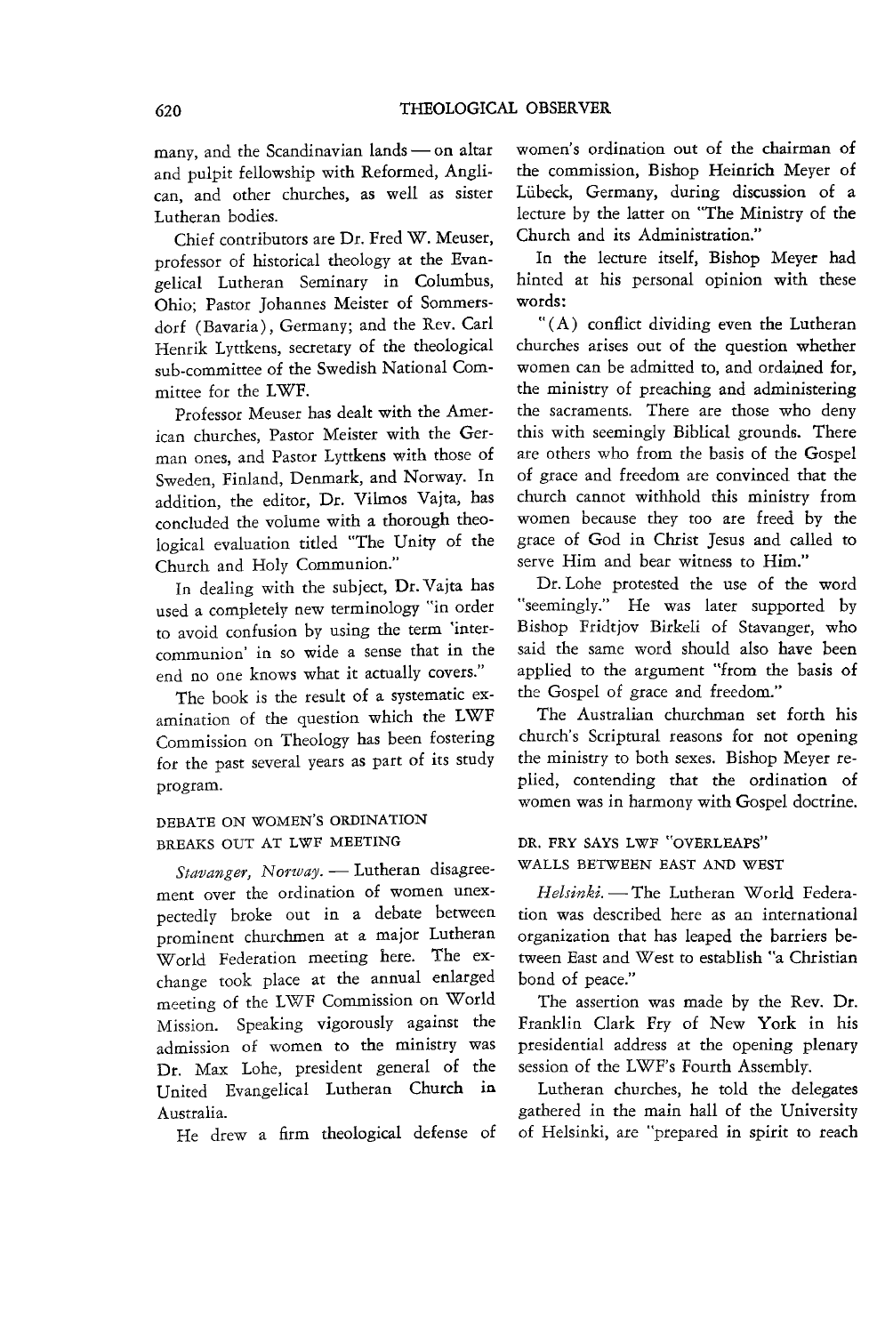many, and the Scandinavian lands — on altar and pulpit fellowship with Reformed, Anglican, and other churches, as well as sister Lutheran bodies.

Chief contributors are Dr. Fred W. Meuser, professor of historical theology at the Evangelical Lutheran Seminary in Columbus, Ohio; Pastor Johannes Meister of Sommersdorf (Bavaria), Germany; and the Rev. Carl Henrik Lyttkens, secretary of the theological sub-committee of the Swedish National Committee for the LWF.

Professor Meuser has dealt with the American churches, Pastor Meister with the German ones, and Pastor Lyttkens with those of Sweden, Finland, Denmark, and Norway. In addition, the editor, Dr. Vilmos Vajta, has concluded the volume with a thorough theological evaluation titled "The Unity of the Church and Holy Communion."

In dealing with the subject, Dr. Vajta has used a completely new terminology "in order to avoid confusion by using the term 'intercommunion' in so wide a sense that in the end no one knows what it actually covers."

The book is the result of a systematic examination of the question which the LWF Commission on Theology has been fostering for the past several years as part of its study program.

### DEBATE ON WOMEN'S ORDINATION BREAKS OUT AT LWF MEETING

*Stavanger, Norway.* — Lutheran disagreement over the ordination of women unexpectedly broke out in a debate between prominent churchmen at a major Lutheran World Federation meeting here. The exchange took place at the annual enlarged meeting of the LWF Commission on World Mission. Speaking vigorously against the admission of women to the ministry was Dr. Max Lohe, president general of the United Evangelical Lutheran Church in Australia.

He drew a firm theological defense of women's ordination out of the chairman of the commission, Bishop Heinrich Meyer of Lübeck, Germany, during discussion of a lecture by the latter on "The Ministry of the Church and its Administration."

In the lecture itself, Bishop Meyer had hinted at his personal opinion with these words:

"(A) conflict dividing even the Lutheran churches arises out of the question whether women can be admitted to, and ordained for, the ministry of preaching and administering the sacraments. There are those who deny this with seemingly Biblical grounds. There are others who from the basis of the Gospel of grace and freedom are convinced that the church cannot withhold this ministry from women because they too are freed by the grace of God in Christ Jesus and called to serve Him and bear witness to Him."

Dr. Lohe protested the use of the word "seemingly." He was later supported by Bishop Fridtjov Birkeli of Stavanger, who said the same word should also have been applied to the argument "from the basis of the Gospel of grace and freedom."

The Australian churchman set forth his church's Scriptural reasons for not opening the ministry to both sexes. Bishop Meyer replied, contending that the ordination of women was in harmony with Gospel doctrine.

### DR. FRY SAYS LWF "OVERLEAPS" WALLS BETWEEN EAST AND WEST

*Helsinki.* — The Lutheran World Federation was described here as an international organization that has leaped the barriers between East and West to establish "a Christian bond of peace."

The assertion was made by the Rev. Dr. Franklin Clark Fry of New York in his presidential address at the opening plenary session of the LWF's Fourth Assembly.

Lutheran churches, he told the delegates gathered in the main hall of the University of Helsinki, are "prepared in spirit to reach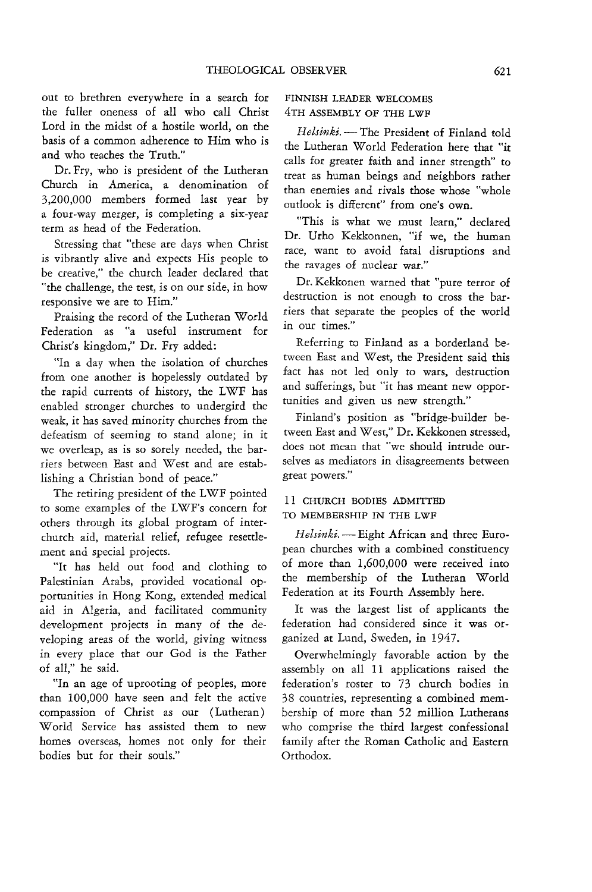out to brethren everywhere in a search for the fuller oneness of all who call Christ Lord in the midst of a hostile world, on the basis of a common adherence to Him who is and who teaches the Truth."

Dr. Fry, who is president of the Lutheran Church in America, a denomination of 3,200,000 members formed last year by a four-way merger, is completing a six-year term as head of the Federation.

Stressing that "these are days when Christ is vibrantly alive and expects His people to be creative," the church leader declared that "the challenge, the test, is on our side, in how responsive we are to Him."

Praising the record of the Lutheran World Federation as "a useful instrument for Christ's kingdom," Dr. Fry added:

"In a day when the isolation of churches from one another is hopelessly outdated by the rapid currents of history, the LWF has enabled stronger churches to undergird the weak, it has saved minority churches from the defeatism of seeming to stand alone; in it we overleap, as is so sorely needed, the barriers between East and West and are establishing a Christian bond of peace."

The retiring president of the LWF pointed to some examples of the LWF's concern for others through its global program of interchurch aid, material relief, refugee resettlement and special projects.

"It has held out food and clothing to Palestinian Arabs, provided vocational opportunities in Hong Kong, extended medical aid in Algeria, and facilitated community development projects in many of the developing areas of the world, giving witness in every place that our God is the Father of all," he said.

"In an age of uprooting of peoples, more than 100,000 have seen and felt the active compassion of Christ as our (Lutheran) World Service has assisted them to new homes overseas, homes not only for their bodies but for their souls."

### FINNISH LEADER WELCOMES 4TH ASSEMBLY OF THE LWF

*Helsinki.* — The President of Finland told the Lutheran World Federation here that "it calls for greater faith and inner strength" to treat as human beings and neighbors rather than enemies and rivals those whose "whole outlook is different" from one's own.

"This is what we must learn," declared Dr. Urho Kekkonen, "if we, the human race, want to avoid fatal disruptions and the ravages of nuclear war."

Dr. Kekkonen warned that "pure terror of destruction is not enough to cross the barriers that separate the peoples of the world in our times."

Referring to Finland as a borderland between East and West, the President said this fact has not led only to wars, destruction and sufferings, but "it has meant new opportunities and given us new strength."

Finland's position as "bridge-builder between East and West," Dr. Kekkonen stressed, does not mean that "we should intrude ourselves as mediators in disagreements between great powers."

### 11 CHURCH BODIES ADMITTED TO MEMBERSHIP IN THE LWF

*Helsinki.* — Eight African and three European churches with a combined constituency of more than 1,600,000 were received into the membership of the Lutheran World Federation at its Fourth Assembly here.

It was the largest list of applicants the federation had considered since it was organized at Lund, Sweden, in 1947.

Overwhelmingly favorable action by the assembly on all 11 applications raised the federation's roster to 73 church bodies in 38 countries, representing a combined membership of more than 52 million Lutherans who comprise the third largest confessional family after the Roman Catholic and Eastern Orthodox.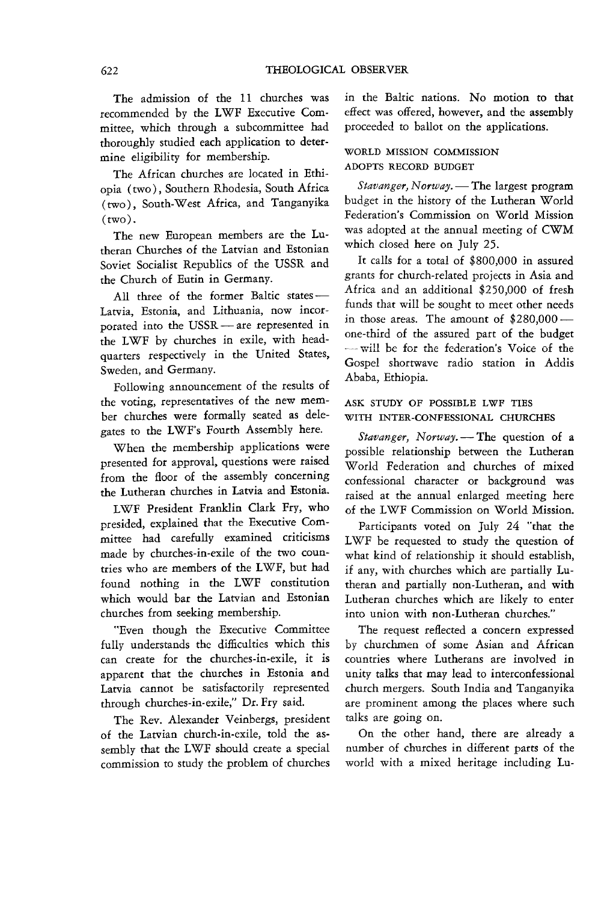The admission of the 11 churches was recommended by the LWF Executive Committee, which through a subcommittee had thoroughly studied each application to determine eligibility for membership.

The African churches are located in Ethiopia (two), Southern Rhodesia, South Africa (two), South-West Africa, and Tanganyika (two).

The new European members are the Lutheran Churches of the Latvian and Estonian Soviet Socialist Republics of the USSR and the Church of Eutin in Germany.

All three of the former Baltic states — Latvia, Estonia, and Lithuania, now incorporated into the USSR — are represented in the LWF by churches in exile, with headquarters respectively in the United States, Sweden, and Germany.

Following announcement of the results of the voting, representatives of the new member churches were formally seated as delegates to the LWF's Fourth Assembly here.

When the membership applications were presented for approval, questions were raised from the floor of the assembly concerning the Lutheran churches in Latvia and Estonia.

LWF President Franklin Clark Fry, who presided, explained that the Executive Committee had carefully examined criticisms made by churches-in-exile of the two countries who are members of the LWF, but had found nothing in the LWF constitution which would bar the Latvian and Estonian churches from seeking membership.

"Even though the Executive Committee fully understands the difficulties which this can create for the churches-in-exile, it is apparent that the churches in Estonia and Latvia cannot be satisfactorily represented through churches-in-exile," Dr. Fry said.

The Rev. Alexander Veinbergs, president of the Latvian church-in-exile, told the assembly that the LWF should create a special commission to study the problem of churches in the Baltic nations. No motion to that effect was offered, however, and the assembly proceeded to ballot on the applications.

## WORLD MISSION COMMISSION ADOPTS RECORD BUDGET

*Stavanger, Norway.* — The largest program budget in the history of the Lutheran World Federation's Commission on World Mission was adopted at the annual meeting of CWM which closed here on July 25.

It calls for a total of $800,000 in assured grants for church-related projects in Asia and Africa and an additional $250,000 of fresh funds that will be sought to meet other needs in those areas. The amount of $280,000 — one-third of the assured part of the budget — will be for the federation's Voice of the Gospel shortwave radio station in Addis Ababa, Ethiopia.

## ASK STUDY OF POSSIBLE LWF TIES WITH INTER-CONFESSIONAL CHURCHES

*Stavanger, Norway.* — The question of a possible relationship between the Lutheran World Federation and churches of mixed confessional character or background was raised at the annual enlarged meeting here of the LWF Commission on World Mission.

Participants voted on July 24 "that the LWF be requested to study the question of what kind of relationship it should establish, if any, with churches which are partially Lutheran and partially non-Lutheran, and with Lutheran churches which are likely to enter into union with non-Lutheran churches."

The request reflected a concern expressed by churchmen of some Asian and African countries where Lutherans are involved in unity talks that may lead to interconfessional church mergers. South India and Tanganyika are prominent among the places where such talks are going on.

On the other hand, there are already a number of churches in different parts of the world with a mixed heritage including Lu-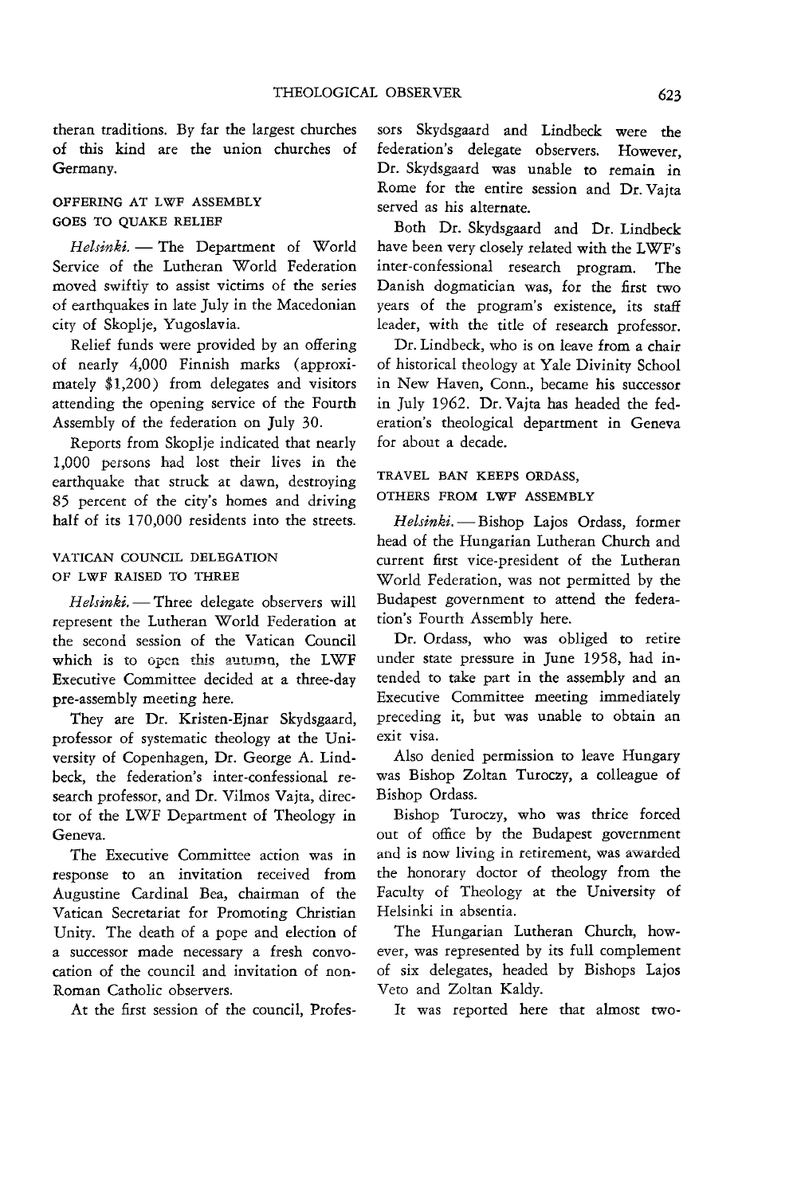theran traditions. By far the largest churches of this kind are the union churches of Germany.

### OFFERING AT LWF ASSEMBLY GOES TO QUAKE RELIEF

*Helsinki.* — The Department of World Service of the Lutheran World Federation moved swiftly to assist victims of the series of earthquakes in late July in the Macedonian city of Skoplje, Yugoslavia.

Relief funds were provided by an offering of nearly 4,000 Finnish marks (approximately $1,200) from delegates and visitors attending the opening service of the Fourth Assembly of the federation on July 30.

Reports from Skoplje indicated that nearly 1,000 persons had lost their lives in the earthquake that struck at dawn, destroying 85 percent of the city's homes and driving half of its 170,000 residents into the streets.

### VATICAN COUNCIL DELEGATION OF LWF RAISED TO THREE

*Helsinki.* — Three delegate observers will represent the Lutheran World Federation at the second session of the Vatican Council which is to open this autumn, the LWF Executive Committee decided at a three-day pre-assembly meeting here.

They are Dr. Kristen-Ejnar Skydsgaard, professor of systematic theology at the University of Copenhagen, Dr. George A. Lindbeck, the federation's inter-confessional research professor, and Dr. Vilmos Vajta, director of the LWF Department of Theology in Geneva.

The Executive Committee action was in response to an invitation received from Augustine Cardinal Bea, chairman of the Vatican Secretariat for Promoting Christian Unity. The death of a pope and election of a successor made necessary a fresh convocation of the council and invitation of non-Roman Catholic observers.

At the first session of the council, Professors Skydsgaard and Lindbeck were the federation's delegate observers. However, Dr. Skydsgaard was unable to remain in Rome for the entire session and Dr. Vajta served as his alternate.

Both Dr. Skydsgaard and Dr. Lindbeck have been very closely related with the LWF's inter-confessional research program. The Danish dogmatician was, for the first two years of the program's existence, its staff leader, with the title of research professor.

Dr. Lindbeck, who is on leave from a chair of historical theology at Yale Divinity School in New Haven, Conn., became his successor in July 1962. Dr. Vajta has headed the federation's theological department in Geneva for about a decade.

### TRAVEL BAN KEEPS ORDASS, OTHERS FROM LWF ASSEMBLY

*Helsinki.* — Bishop Lajos Ordass, former head of the Hungarian Lutheran Church and current first vice-president of the Lutheran World Federation, was not permitted by the Budapest government to attend the federation's Fourth Assembly here.

Dr. Ordass, who was obliged to retire under state pressure in June 1958, had intended to take part in the assembly and an Executive Committee meeting immediately preceding it, but was unable to obtain an exit visa.

Also denied permission to leave Hungary was Bishop Zoltan Turoczy, a colleague of Bishop Ordass.

Bishop Turoczy, who was thrice forced out of office by the Budapest government and is now living in retirement, was awarded the honorary doctor of theology from the Faculty of Theology at the University of Helsinki in absentia.

The Hungarian Lutheran Church, however, was represented by its full complement of six delegates, headed by Bishops Lajos Veto and Zoltan Kaldy.

It was reported here that almost two-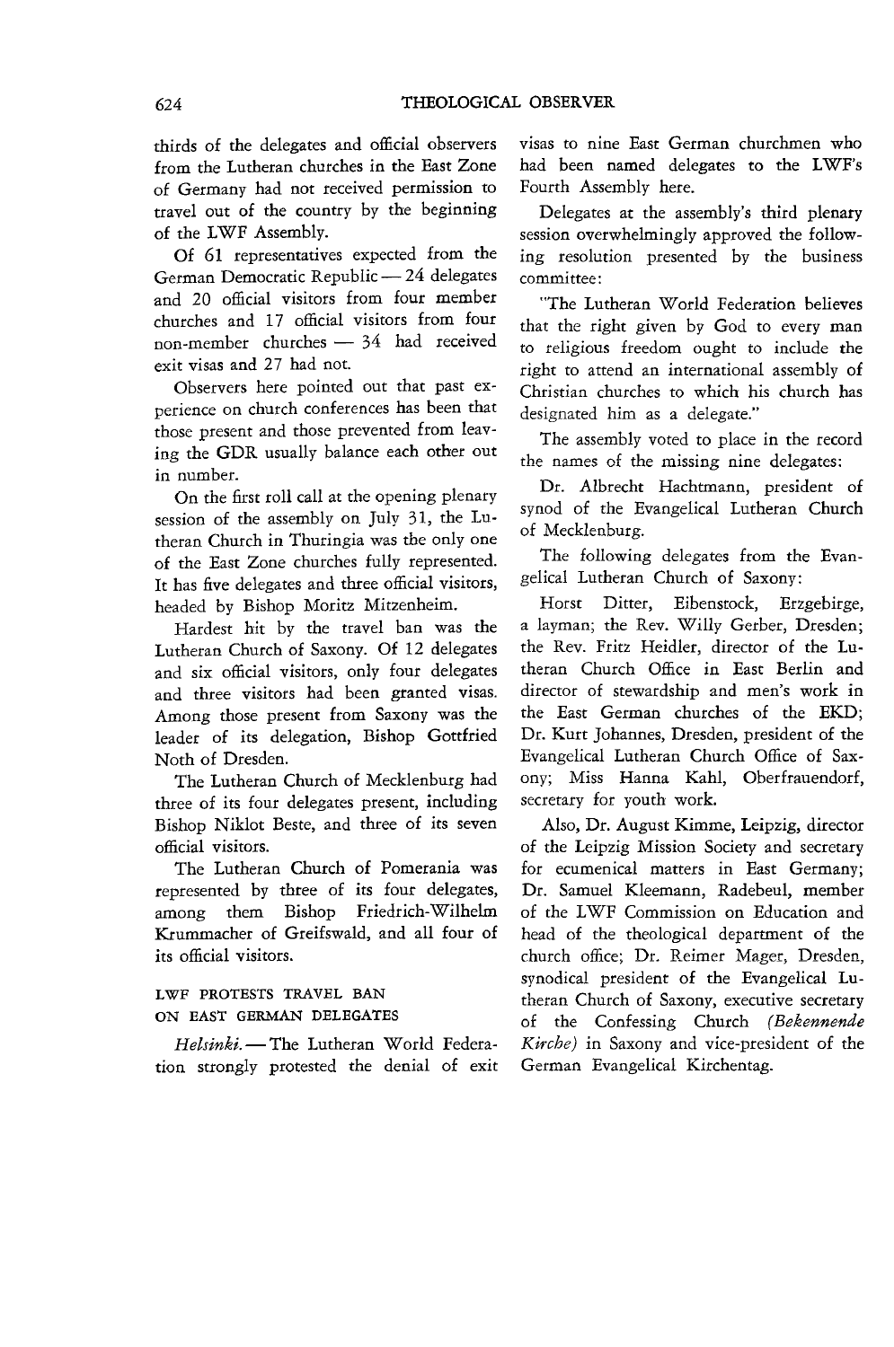thirds of the delegates and official observers from the Lutheran churches in the East Zone of Germany had not received permission to travel out of the country by the beginning of the LWF Assembly.

Of 61 representatives expected from the German Democratic Republic — 24 delegates and 20 official visitors from four member churches and 17 official visitors from four non-member churches — 34 had received exit visas and 27 had not.

Observers here pointed out that past experience on church conferences has been that those present and those prevented from leaving the GDR usually balance each other out in number.

On the first roll call at the opening plenary session of the assembly on July 31, the Lutheran Church in Thuringia was the only one of the East Zone churches fully represented. It has five delegates and three official visitors, headed by Bishop Moritz Mitzenheim.

Hardest hit by the travel ban was the Lutheran Church of Saxony. Of 12 delegates and six official visitors, only four delegates and three visitors had been granted visas. Among those present from Saxony was the leader of its delegation, Bishop Gottfried Noth of Dresden.

The Lutheran Church of Mecklenburg had three of its four delegates present, including Bishop Niklot Beste, and three of its seven official visitors.

The Lutheran Church of Pomerania was represented by three of its four delegates, among them Bishop Friedrich-Wilhelm Krummacher of Greifswald, and all four of its official visitors.

### LWF PROTESTS TRAVEL BAN ON EAST GERMAN DELEGATES

*Helsinki.* — The Lutheran World Federation strongly protested the denial of exit visas to nine East German churchmen who had been named delegates to the LWF's Fourth Assembly here.

Delegates at the assembly's third plenary session overwhelmingly approved the following resolution presented by the business committee:

"The Lutheran World Federation believes that the right given by God to every man to religious freedom ought to include the right to attend an international assembly of Christian churches to which his church has designated him as a delegate."

The assembly voted to place in the record the names of the missing nine delegates:

Dr. Albrecht Hachtmann, president of synod of the Evangelical Lutheran Church of Mecklenburg.

The following delegates from the Evangelical Lutheran Church of Saxony:

Horst Ditter, Eibenstock, Erzgebirge, a layman; the Rev. Willy Gerber, Dresden; the Rev. Fritz Heidler, director of the Lutheran Church Office in East Berlin and director of stewardship and men's work in the East German churches of the EKD; Dr. Kurt Johannes, Dresden, president of the Evangelical Lutheran Church Office of Saxony; Miss Hanna Kahl, Oberfrauendorf, secretary for youth work.

Also, Dr. August Kimme, Leipzig, director of the Leipzig Mission Society and secretary for ecumenical matters in East Germany; Dr. Samuel Kleemann, Radebeul, member of the LWF Commission on Education and head of the theological department of the church office; Dr. Reimer Mager, Dresden, synodical president of the Evangelical Lutheran Church of Saxony, executive secretary of the Confessing Church *(Bekennende Kirche)* in Saxony and vice-president of the German Evangelical Kirchentag.